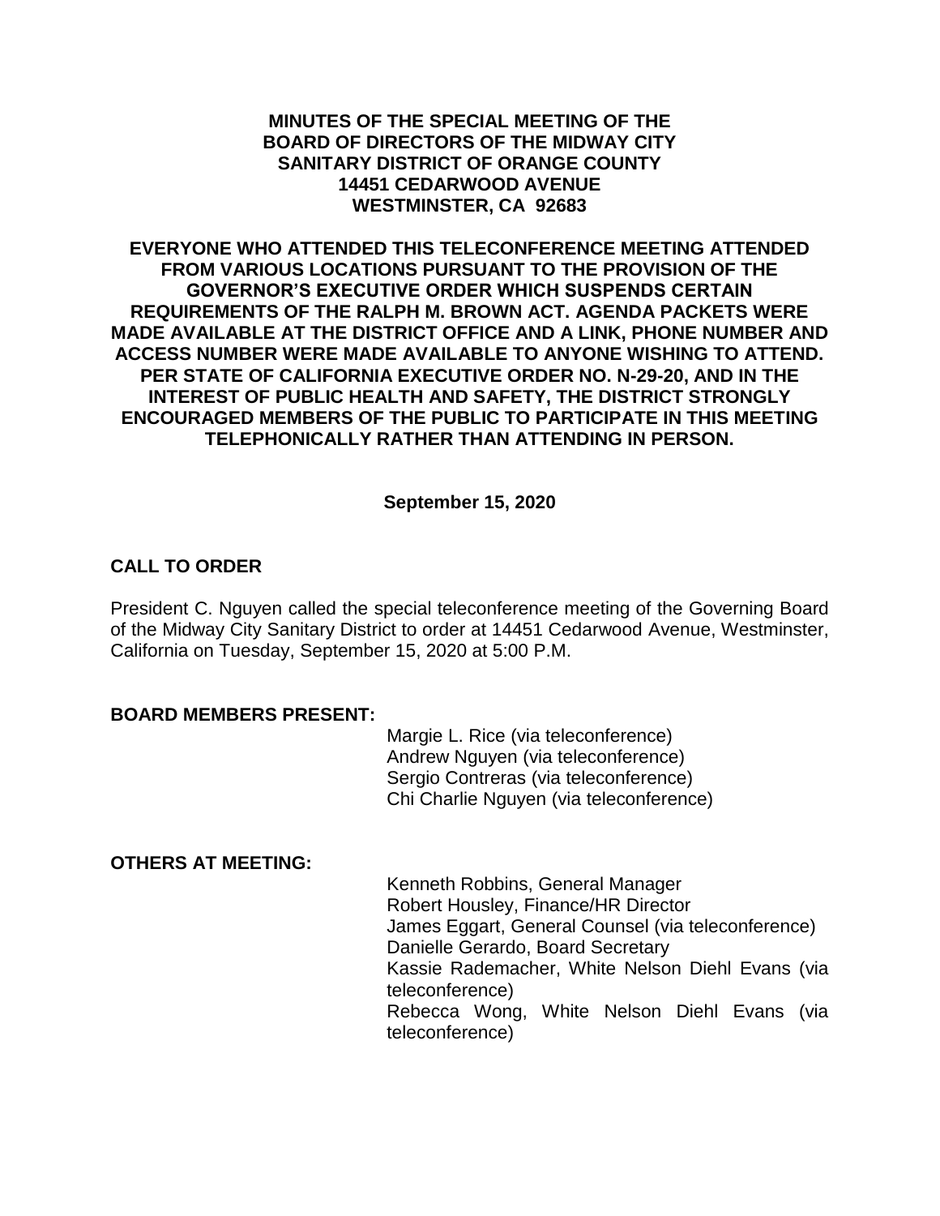**MINUTES OF THE SPECIAL MEETING OF THE BOARD OF DIRECTORS OF THE MIDWAY CITY SANITARY DISTRICT OF ORANGE COUNTY 14451 CEDARWOOD AVENUE WESTMINSTER, CA 92683**

**EVERYONE WHO ATTENDED THIS TELECONFERENCE MEETING ATTENDED FROM VARIOUS LOCATIONS PURSUANT TO THE PROVISION OF THE GOVERNOR'S EXECUTIVE ORDER WHICH SUSPENDS CERTAIN REQUIREMENTS OF THE RALPH M. BROWN ACT. AGENDA PACKETS WERE MADE AVAILABLE AT THE DISTRICT OFFICE AND A LINK, PHONE NUMBER AND ACCESS NUMBER WERE MADE AVAILABLE TO ANYONE WISHING TO ATTEND. PER STATE OF CALIFORNIA EXECUTIVE ORDER NO. N-29-20, AND IN THE INTEREST OF PUBLIC HEALTH AND SAFETY, THE DISTRICT STRONGLY ENCOURAGED MEMBERS OF THE PUBLIC TO PARTICIPATE IN THIS MEETING TELEPHONICALLY RATHER THAN ATTENDING IN PERSON.**

**September 15, 2020**

## CALL TO ORDER

President C. Nguyen called the special teleconference meeting of the Governing Board of the Midway City Sanitary District to order at 14451 Cedarwood Avenue, Westminster, California on Tuesday, September 15, 2020 at 5:00 P.M.

**BOARD MEMBERS PRESENT:**

Margie L. Rice (via teleconference)
Andrew Nguyen (via teleconference)
Sergio Contreras (via teleconference)
Chi Charlie Nguyen (via teleconference)

**OTHERS AT MEETING:**

Kenneth Robbins, General Manager
Robert Housley, Finance/HR Director
James Eggart, General Counsel (via teleconference)
Danielle Gerardo, Board Secretary
Kassie Rademacher, White Nelson Diehl Evans (via teleconference)
Rebecca Wong, White Nelson Diehl Evans (via teleconference)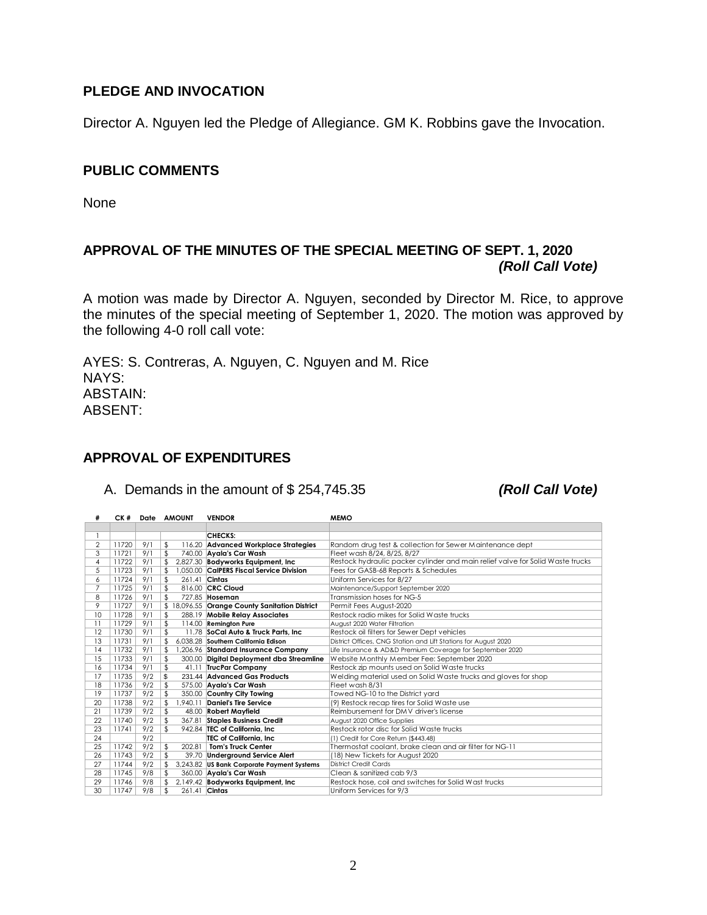## PLEDGE AND INVOCATION

Director A. Nguyen led the Pledge of Allegiance. GM K. Robbins gave the Invocation.

## PUBLIC COMMENTS

None

## APPROVAL OF THE MINUTES OF THE SPECIAL MEETING OF SEPT. 1, 2020 *(Roll Call Vote)*

A motion was made by Director A. Nguyen, seconded by Director M. Rice, to approve the minutes of the special meeting of September 1, 2020. The motion was approved by the following 4-0 roll call vote:

AYES: S. Contreras, A. Nguyen, C. Nguyen and M. Rice
NAYS:
ABSTAIN:
ABSENT:

## APPROVAL OF EXPENDITURES

A. Demands in the amount of $ 254,745.35 *(Roll Call Vote)*

| # | CK # | Date | AMOUNT | VENDOR | MEMO |
|---|---|---|---|---|---|
| | | | | | |
| 1 | | | | **CHECKS:** | |
| 2 | 11720 | 9/1 | $ 116.20 | **Advanced Workplace Strategies** | Random drug test & collection for Sewer Maintenance dept |
| 3 | 11721 | 9/1 | $ 740.00 | **Ayala's Car Wash** | Fleet wash 8/24, 8/25, 8/27 |
| 4 | 11722 | 9/1 | $ 2,827.30 | **Bodyworks Equipment, Inc** | Restock hydraulic packer cylinder and main relief valve for Solid Waste trucks |
| 5 | 11723 | 9/1 | $ 1,050.00 | **CalPERS Fiscal Service Division** | Fees for GASB-68 Reports & Schedules |
| 6 | 11724 | 9/1 | $ 261.41 | **Cintas** | Uniform Services for 8/27 |
| 7 | 11725 | 9/1 | $ 816.00 | **CRC Cloud** | Maintenance/Support September 2020 |
| 8 | 11726 | 9/1 | $ 727.85 | **Hoseman** | Transmission hoses for NG-5 |
| 9 | 11727 | 9/1 | $ 18,096.55 | **Orange County Sanitation District** | Permit Fees August-2020 |
| 10 | 11728 | 9/1 | $ 288.19 | **Mobile Relay Associates** | Restock radio mikes for Solid Waste trucks |
| 11 | 11729 | 9/1 | $ 114.00 | **Remington Pure** | August 2020 Water Filtration |
| 12 | 11730 | 9/1 | $ 11.78 | **SoCal Auto & Truck Parts, Inc** | Restock oil filters for Sewer Dept vehicles |
| 13 | 11731 | 9/1 | $ 6,038.28 | **Southern California Edison** | District Offices, CNG Station and Lift Stations for August 2020 |
| 14 | 11732 | 9/1 | $ 1,206.96 | **Standard Insurance Company** | Life Insurance & AD&D Premium Coverage for September 2020 |
| 15 | 11733 | 9/1 | $ 300.00 | **Digital Deployment dba Streamline** | Website Monthly Member Fee: September 2020 |
| 16 | 11734 | 9/1 | $ 41.11 | **TrucPar Company** | Restock zip mounts used on Solid Waste trucks |
| 17 | 11735 | 9/2 | $ 231.44 | **Advanced Gas Products** | Welding material used on Solid Waste trucks and gloves for shop |
| 18 | 11736 | 9/2 | $ 575.00 | **Ayala's Car Wash** | Fleet wash 8/31 |
| 19 | 11737 | 9/2 | $ 350.00 | **Country City Towing** | Towed NG-10 to the District yard |
| 20 | 11738 | 9/2 | $ 1,940.11 | **Daniel's Tire Service** | (9) Restock recap tires for Solid Waste use |
| 21 | 11739 | 9/2 | $ 48.00 | **Robert Mayfield** | Reimbursement for DMV driver's license |
| 22 | 11740 | 9/2 | $ 367.81 | **Staples Business Credit** | August 2020 Office Supplies |
| 23 | 11741 | 9/2 | $ 942.84 | **TEC of California, Inc** | Restock rotor disc for Solid Waste trucks |
| 24 | | 9/2 | | **TEC of California, Inc** | (1) Credit for Core Return ($443.48) |
| 25 | 11742 | 9/2 | $ 202.81 | **Tom's Truck Center** | Thermostat coolant, brake clean and air filter for NG-11 |
| 26 | 11743 | 9/2 | $ 39.70 | **Underground Service Alert** | (18) New Tickets for August 2020 |
| 27 | 11744 | 9/2 | $ 3,243.82 | **US Bank Corporate Payment Systems** | District Credit Cards |
| 28 | 11745 | 9/8 | $ 360.00 | **Ayala's Car Wash** | Clean & sanitized cab 9/3 |
| 29 | 11746 | 9/8 | $ 2,149.42 | **Bodyworks Equipment, Inc** | Restock hose, coil and switches for Solid Wast trucks |
| 30 | 11747 | 9/8 | $ 261.41 | **Cintas** | Uniform Services for 9/3 |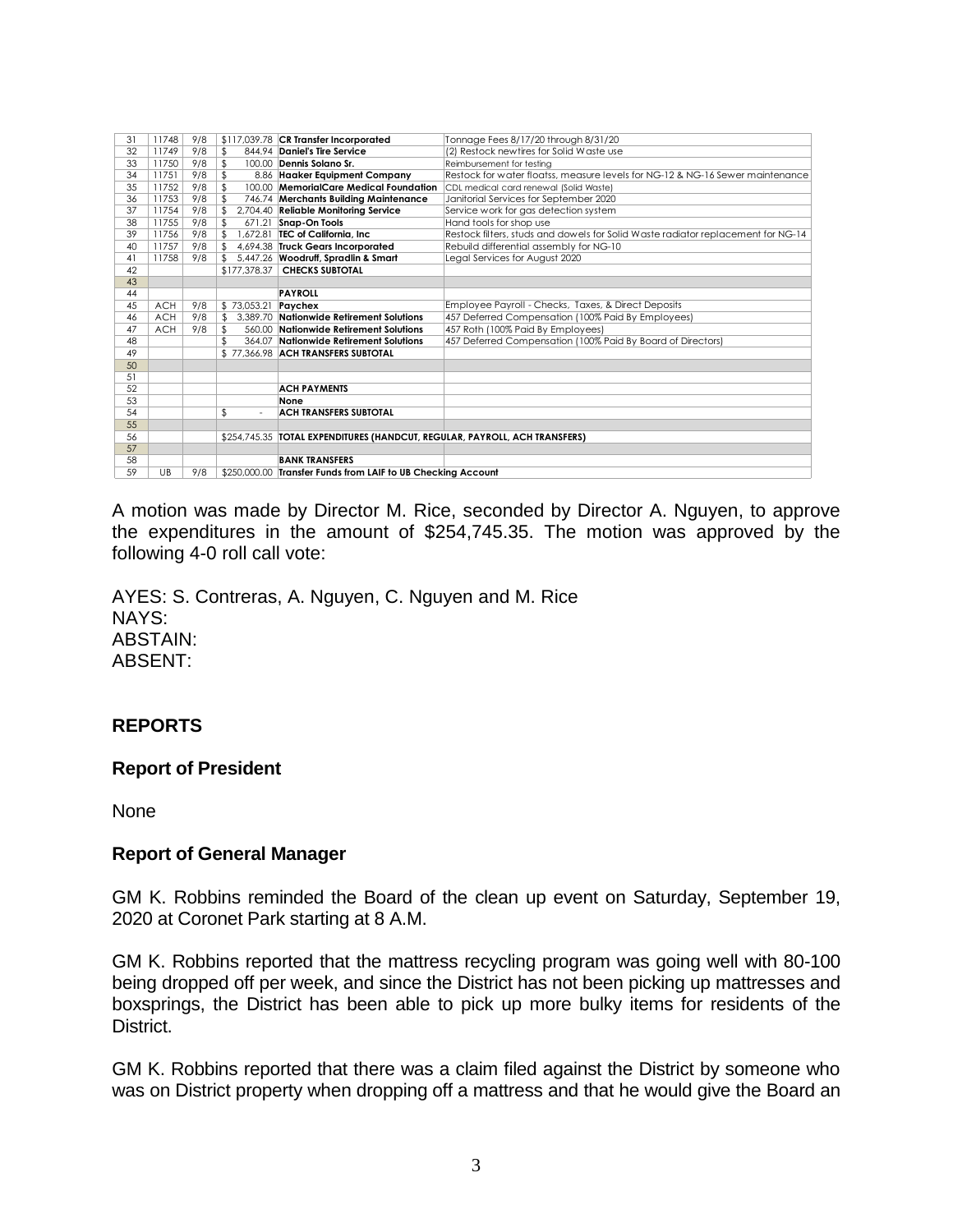| 31 | 11748 | 9/8 | $117,039.78 | **CR Transfer Incorporated** | Tonnage Fees 8/17/20 through 8/31/20 |
|---|---|---|---|---|---|
| 32 | 11749 | 9/8 | $ 844.94 | **Daniel's Tire Service** | (2) Restock newtires for Solid Waste use |
| 33 | 11750 | 9/8 | $ 100.00 | **Dennis Solano Sr.** | Reimbursement for testing |
| 34 | 11751 | 9/8 | $ 8.86 | **Haaker Equipment Company** | Restock for water floatss, measure levels for NG-12 & NG-16 Sewer maintenance |
| 35 | 11752 | 9/8 | $ 100.00 | **MemorialCare Medical Foundation** | CDL medical card renewal (Solid Waste) |
| 36 | 11753 | 9/8 | $ 746.74 | **Merchants Building Maintenance** | Janitorial Services for September 2020 |
| 37 | 11754 | 9/8 | $ 2,704.40 | **Reliable Monitoring Service** | Service work for gas detection system |
| 38 | 11755 | 9/8 | $ 671.21 | **Snap-On Tools** | Hand tools for shop use |
| 39 | 11756 | 9/8 | $ 1,672.81 | **TEC of California, Inc** | Restock filters, studs and dowels for Solid Waste radiator replacement for NG-14 |
| 40 | 11757 | 9/8 | $ 4,694.38 | **Truck Gears Incorporated** | Rebuild differential assembly for NG-10 |
| 41 | 11758 | 9/8 | $ 5,447.26 | **Woodruff, Spradlin & Smart** | Legal Services for August 2020 |
| 42 | | | $177,378.37 | **CHECKS SUBTOTAL** | |
| 43 | | | | | |
| 44 | | | | **PAYROLL** | |
| 45 | ACH | 9/8 | $ 73,053.21 | **Paychex** | Employee Payroll - Checks, Taxes, & Direct Deposits |
| 46 | ACH | 9/8 | $ 3,389.70 | **Nationwide Retirement Solutions** | 457 Deferred Compensation (100% Paid By Employees) |
| 47 | ACH | 9/8 | $ 560.00 | **Nationwide Retirement Solutions** | 457 Roth (100% Paid By Employees) |
| 48 | | | $ 364.07 | **Nationwide Retirement Solutions** | 457 Deferred Compensation (100% Paid By Board of Directors) |
| 49 | | | $ 77,366.98 | **ACH TRANSFERS SUBTOTAL** | |
| 50 | | | | | |
| 51 | | | | | |
| 52 | | | | **ACH PAYMENTS** | |
| 53 | | | | **None** | |
| 54 | | | $ - | **ACH TRANSFERS SUBTOTAL** | |
| 55 | | | | | |
| 56 | | | $254,745.35 | **TOTAL EXPENDITURES (HANDCUT, REGULAR, PAYROLL, ACH TRANSFERS)** | |
| 57 | | | | | |
| 58 | | | | **BANK TRANSFERS** | |
| 59 | UB | 9/8 | $250,000.00 | **Transfer Funds from LAIF to UB Checking Account** | |

A motion was made by Director M. Rice, seconded by Director A. Nguyen, to approve the expenditures in the amount of $254,745.35. The motion was approved by the following 4-0 roll call vote:

AYES: S. Contreras, A. Nguyen, C. Nguyen and M. Rice
NAYS:
ABSTAIN:
ABSENT:

## REPORTS

### Report of President

None

### Report of General Manager

GM K. Robbins reminded the Board of the clean up event on Saturday, September 19, 2020 at Coronet Park starting at 8 A.M.

GM K. Robbins reported that the mattress recycling program was going well with 80-100 being dropped off per week, and since the District has not been picking up mattresses and boxsprings, the District has been able to pick up more bulky items for residents of the District.

GM K. Robbins reported that there was a claim filed against the District by someone who was on District property when dropping off a mattress and that he would give the Board an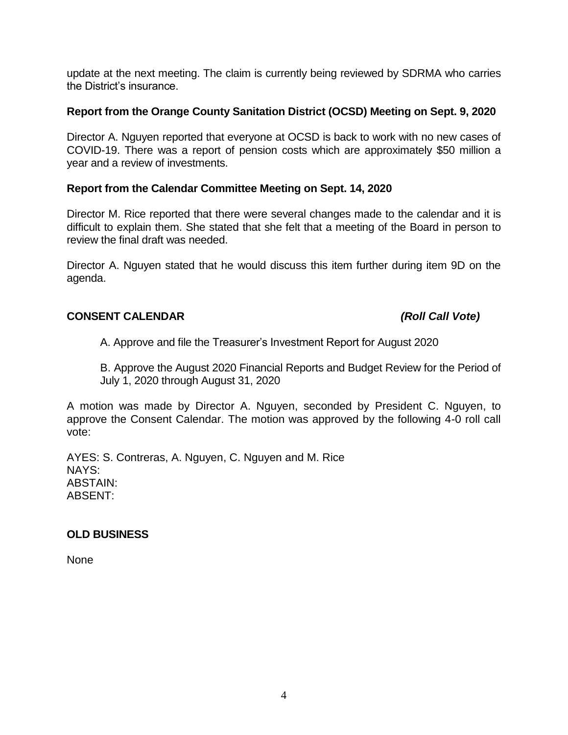update at the next meeting. The claim is currently being reviewed by SDRMA who carries the District's insurance.

**Report from the Orange County Sanitation District (OCSD) Meeting on Sept. 9, 2020**

Director A. Nguyen reported that everyone at OCSD is back to work with no new cases of COVID-19. There was a report of pension costs which are approximately $50 million a year and a review of investments.

**Report from the Calendar Committee Meeting on Sept. 14, 2020**

Director M. Rice reported that there were several changes made to the calendar and it is difficult to explain them. She stated that she felt that a meeting of the Board in person to review the final draft was needed.

Director A. Nguyen stated that he would discuss this item further during item 9D on the agenda.

**CONSENT CALENDAR** ***(Roll Call Vote)***

A. Approve and file the Treasurer's Investment Report for August 2020

B. Approve the August 2020 Financial Reports and Budget Review for the Period of July 1, 2020 through August 31, 2020

A motion was made by Director A. Nguyen, seconded by President C. Nguyen, to approve the Consent Calendar. The motion was approved by the following 4-0 roll call vote:

AYES: S. Contreras, A. Nguyen, C. Nguyen and M. Rice
NAYS:
ABSTAIN:
ABSENT:

**OLD BUSINESS**

None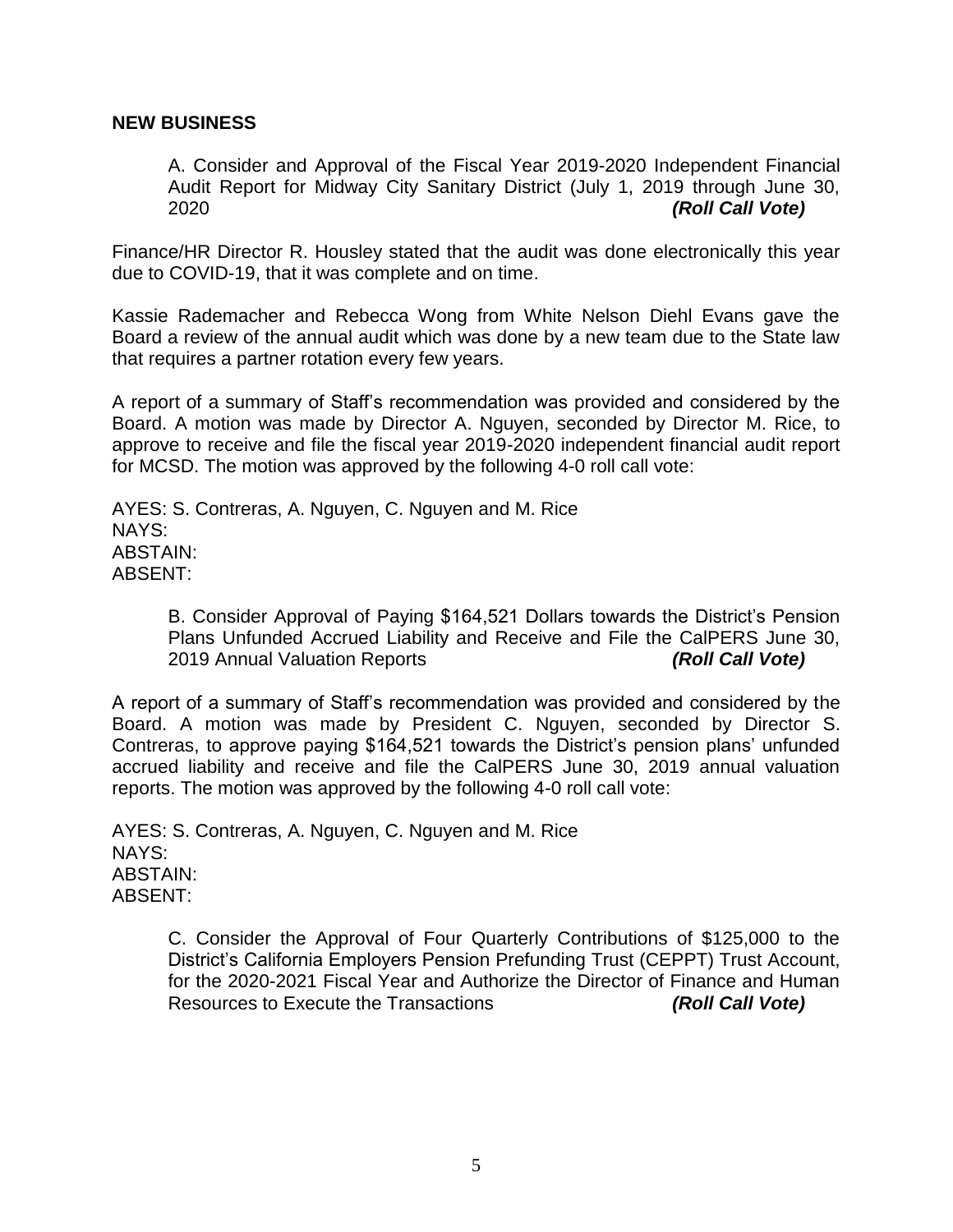## NEW BUSINESS

A. Consider and Approval of the Fiscal Year 2019-2020 Independent Financial Audit Report for Midway City Sanitary District (July 1, 2019 through June 30, 2020 ***(Roll Call Vote)***

Finance/HR Director R. Housley stated that the audit was done electronically this year due to COVID-19, that it was complete and on time.

Kassie Rademacher and Rebecca Wong from White Nelson Diehl Evans gave the Board a review of the annual audit which was done by a new team due to the State law that requires a partner rotation every few years.

A report of a summary of Staff's recommendation was provided and considered by the Board. A motion was made by Director A. Nguyen, seconded by Director M. Rice, to approve to receive and file the fiscal year 2019-2020 independent financial audit report for MCSD. The motion was approved by the following 4-0 roll call vote:

AYES: S. Contreras, A. Nguyen, C. Nguyen and M. Rice
NAYS:
ABSTAIN:
ABSENT:

B. Consider Approval of Paying $164,521 Dollars towards the District's Pension Plans Unfunded Accrued Liability and Receive and File the CalPERS June 30, 2019 Annual Valuation Reports ***(Roll Call Vote)***

A report of a summary of Staff's recommendation was provided and considered by the Board. A motion was made by President C. Nguyen, seconded by Director S. Contreras, to approve paying $164,521 towards the District's pension plans' unfunded accrued liability and receive and file the CalPERS June 30, 2019 annual valuation reports. The motion was approved by the following 4-0 roll call vote:

AYES: S. Contreras, A. Nguyen, C. Nguyen and M. Rice
NAYS:
ABSTAIN:
ABSENT:

C. Consider the Approval of Four Quarterly Contributions of $125,000 to the District's California Employers Pension Prefunding Trust (CEPPT) Trust Account, for the 2020-2021 Fiscal Year and Authorize the Director of Finance and Human Resources to Execute the Transactions ***(Roll Call Vote)***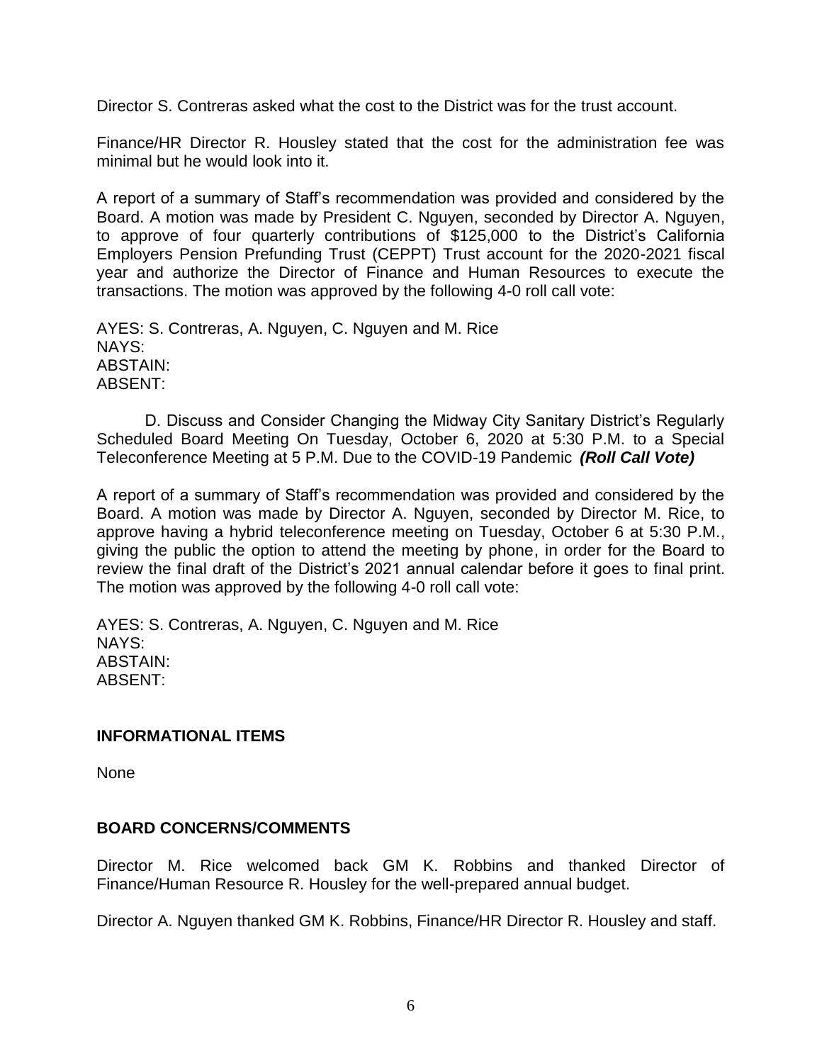Director S. Contreras asked what the cost to the District was for the trust account.

Finance/HR Director R. Housley stated that the cost for the administration fee was minimal but he would look into it.

A report of a summary of Staff's recommendation was provided and considered by the Board. A motion was made by President C. Nguyen, seconded by Director A. Nguyen, to approve of four quarterly contributions of $125,000 to the District's California Employers Pension Prefunding Trust (CEPPT) Trust account for the 2020-2021 fiscal year and authorize the Director of Finance and Human Resources to execute the transactions. The motion was approved by the following 4-0 roll call vote:

AYES: S. Contreras, A. Nguyen, C. Nguyen and M. Rice
NAYS:
ABSTAIN:
ABSENT:

D. Discuss and Consider Changing the Midway City Sanitary District's Regularly Scheduled Board Meeting On Tuesday, October 6, 2020 at 5:30 P.M. to a Special Teleconference Meeting at 5 P.M. Due to the COVID-19 Pandemic ***(Roll Call Vote)***

A report of a summary of Staff's recommendation was provided and considered by the Board. A motion was made by Director A. Nguyen, seconded by Director M. Rice, to approve having a hybrid teleconference meeting on Tuesday, October 6 at 5:30 P.M., giving the public the option to attend the meeting by phone, in order for the Board to review the final draft of the District's 2021 annual calendar before it goes to final print. The motion was approved by the following 4-0 roll call vote:

AYES: S. Contreras, A. Nguyen, C. Nguyen and M. Rice
NAYS:
ABSTAIN:
ABSENT:

**INFORMATIONAL ITEMS**

None

**BOARD CONCERNS/COMMENTS**

Director M. Rice welcomed back GM K. Robbins and thanked Director of Finance/Human Resource R. Housley for the well-prepared annual budget.

Director A. Nguyen thanked GM K. Robbins, Finance/HR Director R. Housley and staff.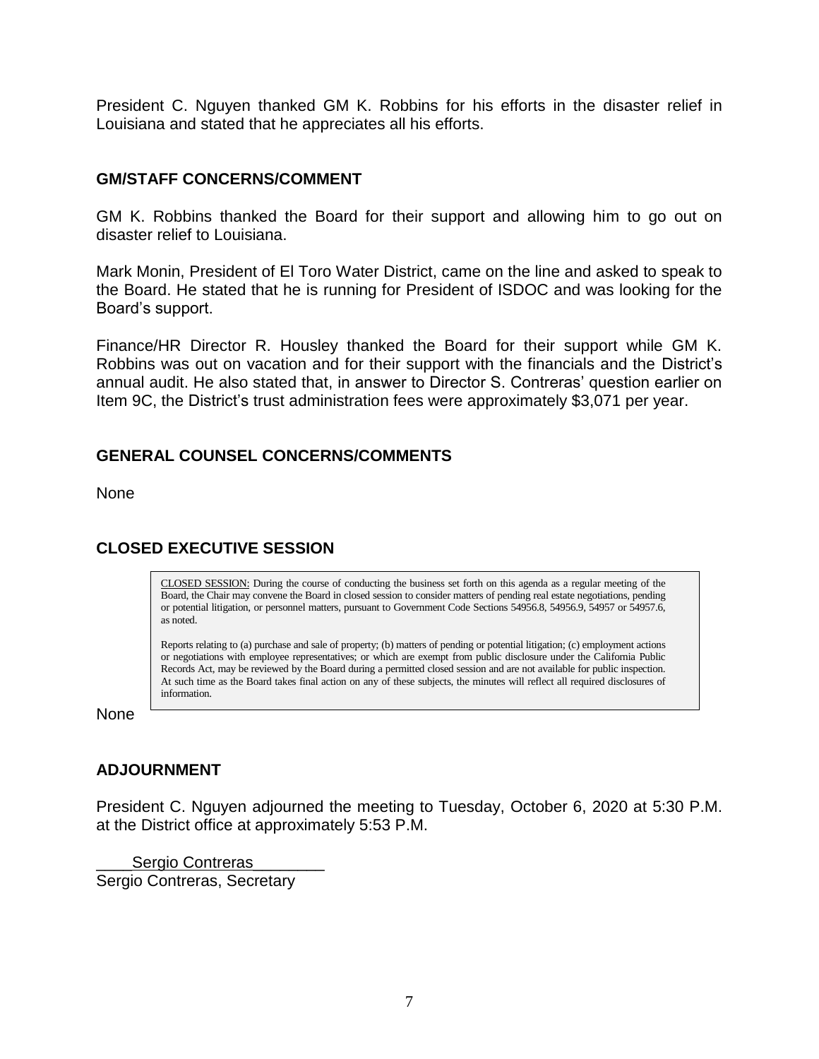President C. Nguyen thanked GM K. Robbins for his efforts in the disaster relief in Louisiana and stated that he appreciates all his efforts.

## GM/STAFF CONCERNS/COMMENT

GM K. Robbins thanked the Board for their support and allowing him to go out on disaster relief to Louisiana.

Mark Monin, President of El Toro Water District, came on the line and asked to speak to the Board. He stated that he is running for President of ISDOC and was looking for the Board's support.

Finance/HR Director R. Housley thanked the Board for their support while GM K. Robbins was out on vacation and for their support with the financials and the District's annual audit. He also stated that, in answer to Director S. Contreras' question earlier on Item 9C, the District's trust administration fees were approximately $3,071 per year.

## GENERAL COUNSEL CONCERNS/COMMENTS

None

## CLOSED EXECUTIVE SESSION

> CLOSED SESSION: During the course of conducting the business set forth on this agenda as a regular meeting of the Board, the Chair may convene the Board in closed session to consider matters of pending real estate negotiations, pending or potential litigation, or personnel matters, pursuant to Government Code Sections 54956.8, 54956.9, 54957 or 54957.6, as noted.
>
> Reports relating to (a) purchase and sale of property; (b) matters of pending or potential litigation; (c) employment actions or negotiations with employee representatives; or which are exempt from public disclosure under the California Public Records Act, may be reviewed by the Board during a permitted closed session and are not available for public inspection. At such time as the Board takes final action on any of these subjects, the minutes will reflect all required disclosures of information.

None

## ADJOURNMENT

President C. Nguyen adjourned the meeting to Tuesday, October 6, 2020 at 5:30 P.M. at the District office at approximately 5:53 P.M.

Sergio Contreras
Sergio Contreras, Secretary